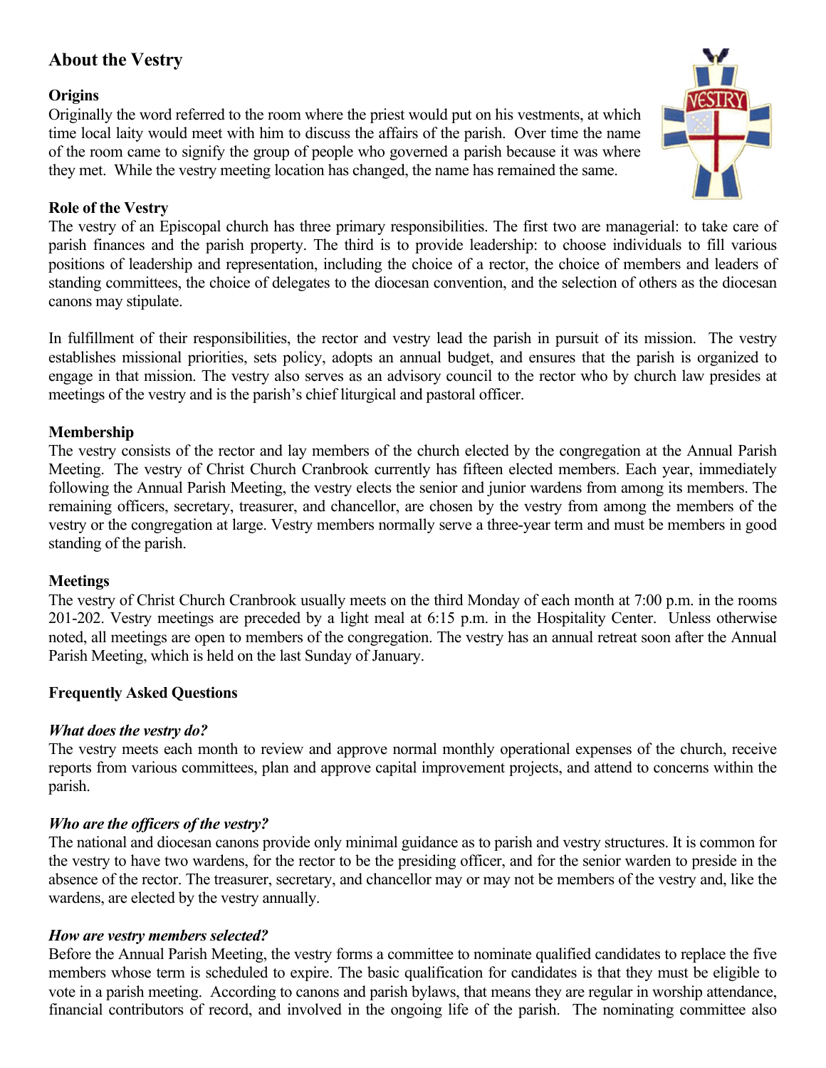## About the Vestry

### Origins

Originally the word referred to the room where the priest would put on his vestments, at which time local laity would meet with him to discuss the affairs of the parish. Over time the name of the room came to signify the group of people who governed a parish because it was where they met. While the vestry meeting location has changed, the name has remained the same.

### Role of the Vestry

The vestry of an Episcopal church has three primary responsibilities. The first two are managerial: to take care of parish finances and the parish property. The third is to provide leadership: to choose individuals to fill various positions of leadership and representation, including the choice of a rector, the choice of members and leaders of standing committees, the choice of delegates to the diocesan convention, and the selection of others as the diocesan canons may stipulate.

In fulfillment of their responsibilities, the rector and vestry lead the parish in pursuit of its mission. The vestry establishes missional priorities, sets policy, adopts an annual budget, and ensures that the parish is organized to engage in that mission. The vestry also serves as an advisory council to the rector who by church law presides at meetings of the vestry and is the parish's chief liturgical and pastoral officer.

### Membership

The vestry consists of the rector and lay members of the church elected by the congregation at the Annual Parish Meeting. The vestry of Christ Church Cranbrook currently has fifteen elected members. Each year, immediately following the Annual Parish Meeting, the vestry elects the senior and junior wardens from among its members. The remaining officers, secretary, treasurer, and chancellor, are chosen by the vestry from among the members of the vestry or the congregation at large. Vestry members normally serve a three-year term and must be members in good standing of the parish.

### Meetings

The vestry of Christ Church Cranbrook usually meets on the third Monday of each month at 7:00 p.m. in the rooms 201-202. Vestry meetings are preceded by a light meal at 6:15 p.m. in the Hospitality Center. Unless otherwise noted, all meetings are open to members of the congregation. The vestry has an annual retreat soon after the Annual Parish Meeting, which is held on the last Sunday of January.

### Frequently Asked Questions

***What does the vestry do?***

The vestry meets each month to review and approve normal monthly operational expenses of the church, receive reports from various committees, plan and approve capital improvement projects, and attend to concerns within the parish.

***Who are the officers of the vestry?***

The national and diocesan canons provide only minimal guidance as to parish and vestry structures. It is common for the vestry to have two wardens, for the rector to be the presiding officer, and for the senior warden to preside in the absence of the rector. The treasurer, secretary, and chancellor may or may not be members of the vestry and, like the wardens, are elected by the vestry annually.

***How are vestry members selected?***

Before the Annual Parish Meeting, the vestry forms a committee to nominate qualified candidates to replace the five members whose term is scheduled to expire. The basic qualification for candidates is that they must be eligible to vote in a parish meeting. According to canons and parish bylaws, that means they are regular in worship attendance, financial contributors of record, and involved in the ongoing life of the parish. The nominating committee also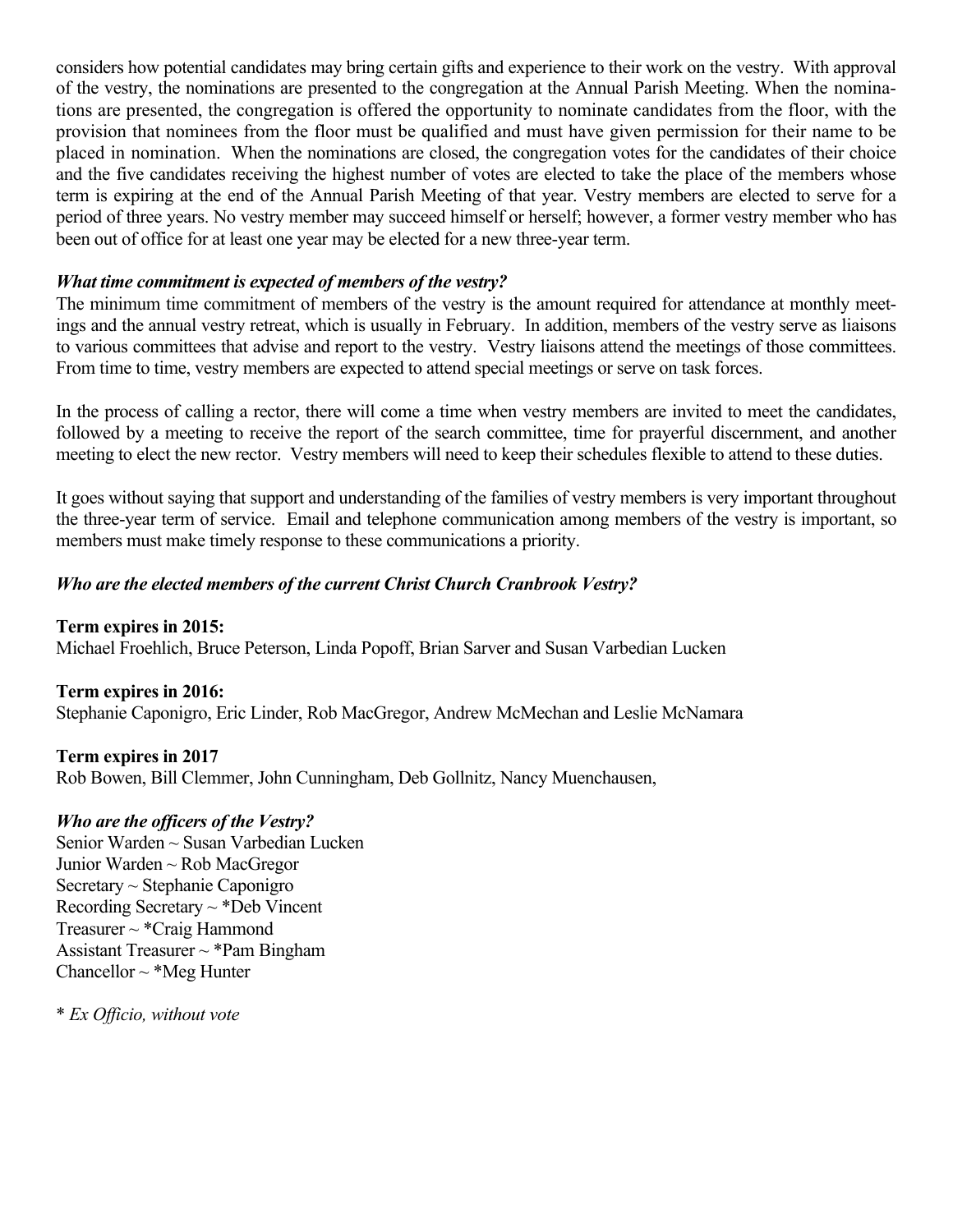considers how potential candidates may bring certain gifts and experience to their work on the vestry. With approval of the vestry, the nominations are presented to the congregation at the Annual Parish Meeting. When the nominations are presented, the congregation is offered the opportunity to nominate candidates from the floor, with the provision that nominees from the floor must be qualified and must have given permission for their name to be placed in nomination. When the nominations are closed, the congregation votes for the candidates of their choice and the five candidates receiving the highest number of votes are elected to take the place of the members whose term is expiring at the end of the Annual Parish Meeting of that year. Vestry members are elected to serve for a period of three years. No vestry member may succeed himself or herself; however, a former vestry member who has been out of office for at least one year may be elected for a new three-year term.

***What time commitment is expected of members of the vestry?***

The minimum time commitment of members of the vestry is the amount required for attendance at monthly meetings and the annual vestry retreat, which is usually in February. In addition, members of the vestry serve as liaisons to various committees that advise and report to the vestry. Vestry liaisons attend the meetings of those committees. From time to time, vestry members are expected to attend special meetings or serve on task forces.

In the process of calling a rector, there will come a time when vestry members are invited to meet the candidates, followed by a meeting to receive the report of the search committee, time for prayerful discernment, and another meeting to elect the new rector. Vestry members will need to keep their schedules flexible to attend to these duties.

It goes without saying that support and understanding of the families of vestry members is very important throughout the three-year term of service. Email and telephone communication among members of the vestry is important, so members must make timely response to these communications a priority.

***Who are the elected members of the current Christ Church Cranbrook Vestry?***

**Term expires in 2015:**
Michael Froehlich, Bruce Peterson, Linda Popoff, Brian Sarver and Susan Varbedian Lucken

**Term expires in 2016:**
Stephanie Caponigro, Eric Linder, Rob MacGregor, Andrew McMechan and Leslie McNamara

**Term expires in 2017**
Rob Bowen, Bill Clemmer, John Cunningham, Deb Gollnitz, Nancy Muenchausen,

***Who are the officers of the Vestry?***

Senior Warden ~ Susan Varbedian Lucken
Junior Warden ~ Rob MacGregor
Secretary ~ Stephanie Caponigro
Recording Secretary ~ *Deb Vincent
Treasurer ~ *Craig Hammond
Assistant Treasurer ~ *Pam Bingham
Chancellor ~ *Meg Hunter

\* *Ex Officio, without vote*